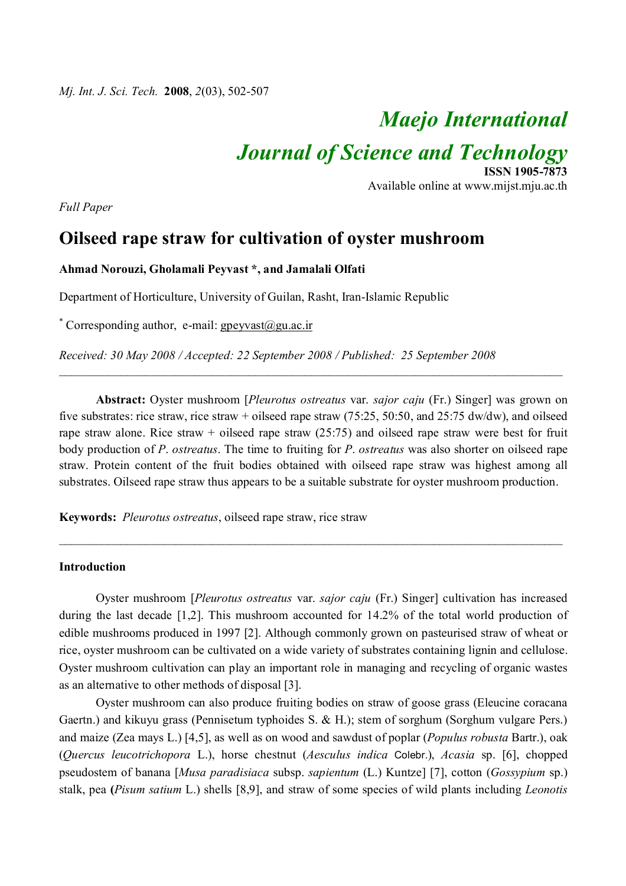# Maejo International Journal of Science and Technology

ISSN 1905-7873
Available online at www.mijst.mju.ac.th

*Full Paper*

## Oilseed rape straw for cultivation of oyster mushroom

**Ahmad Norouzi, Gholamali Peyvast \*, and Jamalali Olfati**

Department of Horticulture, University of Guilan, Rasht, Iran-Islamic Republic

\* Corresponding author, e-mail: gpeyvast@gu.ac.ir

*Received: 30 May 2008 / Accepted: 22 September 2008 / Published: 25 September 2008*

---

**Abstract:** Oyster mushroom [*Pleurotus ostreatus* var. *sajor caju* (Fr.) Singer] was grown on five substrates: rice straw, rice straw + oilseed rape straw (75:25, 50:50, and 25:75 dw/dw), and oilseed rape straw alone. Rice straw + oilseed rape straw (25:75) and oilseed rape straw were best for fruit body production of *P. ostreatus*. The time to fruiting for *P. ostreatus* was also shorter on oilseed rape straw. Protein content of the fruit bodies obtained with oilseed rape straw was highest among all substrates. Oilseed rape straw thus appears to be a suitable substrate for oyster mushroom production.

**Keywords:** *Pleurotus ostreatus*, oilseed rape straw, rice straw

---

### Introduction

Oyster mushroom [*Pleurotus ostreatus* var. *sajor caju* (Fr.) Singer] cultivation has increased during the last decade [1,2]. This mushroom accounted for 14.2% of the total world production of edible mushrooms produced in 1997 [2]. Although commonly grown on pasteurised straw of wheat or rice, oyster mushroom can be cultivated on a wide variety of substrates containing lignin and cellulose. Oyster mushroom cultivation can play an important role in managing and recycling of organic wastes as an alternative to other methods of disposal [3].

Oyster mushroom can also produce fruiting bodies on straw of goose grass (Eleucine coracana Gaertn.) and kikuyu grass (Pennisetum typhoides S. & H.); stem of sorghum (Sorghum vulgare Pers.) and maize (Zea mays L.) [4,5], as well as on wood and sawdust of poplar (*Populus robusta* Bartr.), oak (*Quercus leucotrichopora* L.), horse chestnut (*Aesculus indica* Colebr.), *Acasia* sp. [6], chopped pseudostem of banana [*Musa paradisiaca* subsp. *sapientum* (L.) Kuntze] [7], cotton (*Gossypium* sp.) stalk, pea (*Pisum satium* L.) shells [8,9], and straw of some species of wild plants including *Leonotis*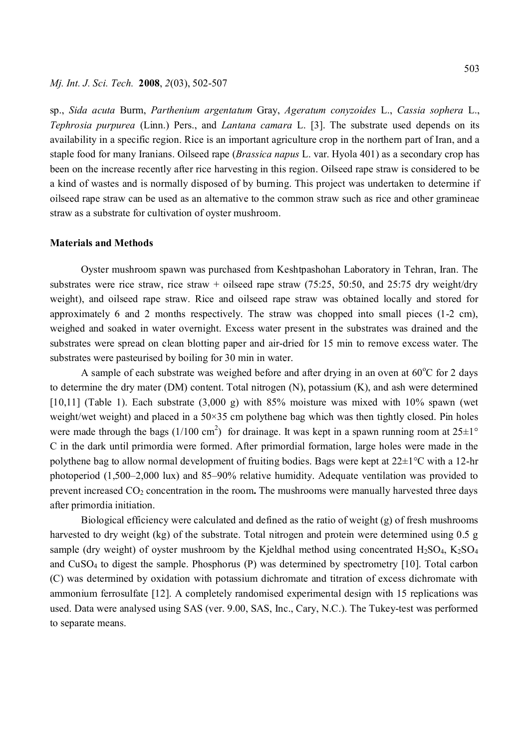sp., *Sida acuta* Burm, *Parthenium argentatum* Gray, *Ageratum conyzoides* L., *Cassia sophera* L., *Tephrosia purpurea* (Linn.) Pers., and *Lantana camara* L. [3]. The substrate used depends on its availability in a specific region. Rice is an important agriculture crop in the northern part of Iran, and a staple food for many Iranians. Oilseed rape (*Brassica napus* L. var. Hyola 401) as a secondary crop has been on the increase recently after rice harvesting in this region. Oilseed rape straw is considered to be a kind of wastes and is normally disposed of by burning. This project was undertaken to determine if oilseed rape straw can be used as an alternative to the common straw such as rice and other gramineae straw as a substrate for cultivation of oyster mushroom.

## Materials and Methods

Oyster mushroom spawn was purchased from Keshtpashohan Laboratory in Tehran, Iran. The substrates were rice straw, rice straw + oilseed rape straw (75:25, 50:50, and 25:75 dry weight/dry weight), and oilseed rape straw. Rice and oilseed rape straw was obtained locally and stored for approximately 6 and 2 months respectively. The straw was chopped into small pieces (1-2 cm), weighed and soaked in water overnight. Excess water present in the substrates was drained and the substrates were spread on clean blotting paper and air-dried for 15 min to remove excess water. The substrates were pasteurised by boiling for 30 min in water.

A sample of each substrate was weighed before and after drying in an oven at 60°C for 2 days to determine the dry mater (DM) content. Total nitrogen (N), potassium (K), and ash were determined [10,11] (Table 1). Each substrate (3,000 g) with 85% moisture was mixed with 10% spawn (wet weight/wet weight) and placed in a 50×35 cm polythene bag which was then tightly closed. Pin holes were made through the bags (1/100 $cm^2$) for drainage. It was kept in a spawn running room at 25±1° C in the dark until primordia were formed. After primordial formation, large holes were made in the polythene bag to allow normal development of fruiting bodies. Bags were kept at 22±1°C with a 12-hr photoperiod (1,500–2,000 lux) and 85–90% relative humidity. Adequate ventilation was provided to prevent increased $CO_2$ concentration in the room**.** The mushrooms were manually harvested three days after primordia initiation.

Biological efficiency were calculated and defined as the ratio of weight (g) of fresh mushrooms harvested to dry weight (kg) of the substrate. Total nitrogen and protein were determined using 0.5 g sample (dry weight) of oyster mushroom by the Kjeldhal method using concentrated $H_2SO_4$, $K_2SO_4$ and $CuSO_4$ to digest the sample. Phosphorus (P) was determined by spectrometry [10]. Total carbon (C) was determined by oxidation with potassium dichromate and titration of excess dichromate with ammonium ferrosulfate [12]. A completely randomised experimental design with 15 replications was used. Data were analysed using SAS (ver. 9.00, SAS, Inc., Cary, N.C.). The Tukey-test was performed to separate means.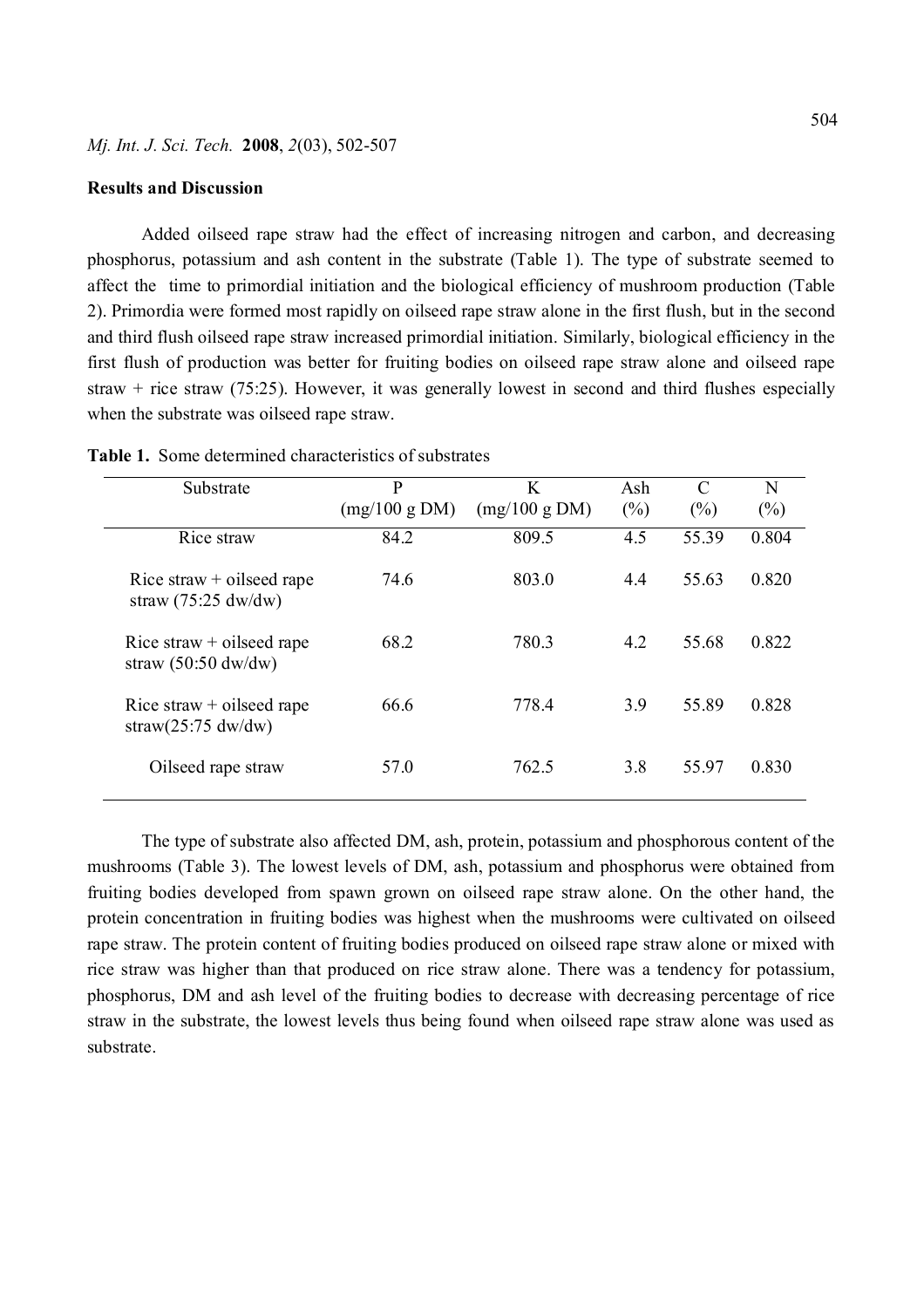## Results and Discussion

Added oilseed rape straw had the effect of increasing nitrogen and carbon, and decreasing phosphorus, potassium and ash content in the substrate (Table 1). The type of substrate seemed to affect the time to primordial initiation and the biological efficiency of mushroom production (Table 2). Primordia were formed most rapidly on oilseed rape straw alone in the first flush, but in the second and third flush oilseed rape straw increased primordial initiation. Similarly, biological efficiency in the first flush of production was better for fruiting bodies on oilseed rape straw alone and oilseed rape straw + rice straw (75:25). However, it was generally lowest in second and third flushes especially when the substrate was oilseed rape straw.

**Table 1.** Some determined characteristics of substrates

| Substrate | P (mg/100 g DM) | K (mg/100 g DM) | Ash (%) | C (%) | N (%) |
|---|---|---|---|---|---|
| Rice straw | 84.2 | 809.5 | 4.5 | 55.39 | 0.804 |
| Rice straw + oilseed rape straw (75:25 dw/dw) | 74.6 | 803.0 | 4.4 | 55.63 | 0.820 |
| Rice straw + oilseed rape straw (50:50 dw/dw) | 68.2 | 780.3 | 4.2 | 55.68 | 0.822 |
| Rice straw + oilseed rape straw(25:75 dw/dw) | 66.6 | 778.4 | 3.9 | 55.89 | 0.828 |
| Oilseed rape straw | 57.0 | 762.5 | 3.8 | 55.97 | 0.830 |

The type of substrate also affected DM, ash, protein, potassium and phosphorous content of the mushrooms (Table 3). The lowest levels of DM, ash, potassium and phosphorus were obtained from fruiting bodies developed from spawn grown on oilseed rape straw alone. On the other hand, the protein concentration in fruiting bodies was highest when the mushrooms were cultivated on oilseed rape straw. The protein content of fruiting bodies produced on oilseed rape straw alone or mixed with rice straw was higher than that produced on rice straw alone. There was a tendency for potassium, phosphorus, DM and ash level of the fruiting bodies to decrease with decreasing percentage of rice straw in the substrate, the lowest levels thus being found when oilseed rape straw alone was used as substrate.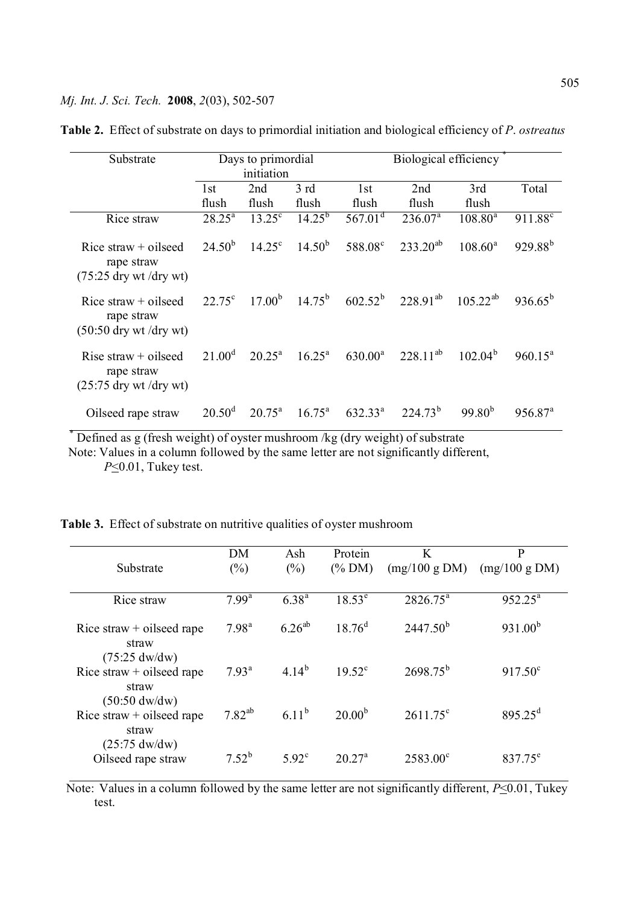**Table 2.** Effect of substrate on days to primordial initiation and biological efficiency of *P. ostreatus*

| Substrate | Days to primordial initiation | | | Biological efficiency * | | | |
|---|---|---|---|---|---|---|---|
| | 1st flush | 2nd flush | 3 rd flush | 1st flush | 2nd flush | 3rd flush | Total |
| Rice straw | $28.25^{a}$ | $13.25^{c}$ | $14.25^{b}$ | $567.01^{d}$ | $236.07^{a}$ | $108.80^{a}$ | $911.88^{c}$ |
| Rice straw + oilseed rape straw (75:25 dry wt /dry wt) | $24.50^{b}$ | $14.25^{c}$ | $14.50^{b}$ | $588.08^{c}$ | $233.20^{ab}$ | $108.60^{a}$ | $929.88^{b}$ |
| Rice straw + oilseed rape straw (50:50 dry wt /dry wt) | $22.75^{c}$ | $17.00^{b}$ | $14.75^{b}$ | $602.52^{b}$ | $228.91^{ab}$ | $105.22^{ab}$ | $936.65^{b}$ |
| Rise straw + oilseed rape straw (25:75 dry wt /dry wt) | $21.00^{d}$ | $20.25^{a}$ | $16.25^{a}$ | $630.00^{a}$ | $228.11^{ab}$ | $102.04^{b}$ | $960.15^{a}$ |
| Oilseed rape straw | $20.50^{d}$ | $20.75^{a}$ | $16.75^{a}$ | $632.33^{a}$ | $224.73^{b}$ | $99.80^{b}$ | $956.87^{a}$ |

* Defined as g (fresh weight) of oyster mushroom /kg (dry weight) of substrate
Note: Values in a column followed by the same letter are not significantly different, $P \leq 0.01$, Tukey test.

**Table 3.** Effect of substrate on nutritive qualities of oyster mushroom

| Substrate | DM (%) | Ash (%) | Protein (% DM) | K (mg/100 g DM) | P (mg/100 g DM) |
|---|---|---|---|---|---|
| Rice straw | $7.99^{a}$ | $6.38^{a}$ | $18.53^{e}$ | $2826.75^{a}$ | $952.25^{a}$ |
| Rice straw + oilseed rape straw (75:25 dw/dw) | $7.98^{a}$ | $6.26^{ab}$ | $18.76^{d}$ | $2447.50^{b}$ | $931.00^{b}$ |
| Rice straw + oilseed rape straw (50:50 dw/dw) | $7.93^{a}$ | $4.14^{b}$ | $19.52^{c}$ | $2698.75^{b}$ | $917.50^{c}$ |
| Rice straw + oilseed rape straw (25:75 dw/dw) | $7.82^{ab}$ | $6.11^{b}$ | $20.00^{b}$ | $2611.75^{c}$ | $895.25^{d}$ |
| Oilseed rape straw | $7.52^{b}$ | $5.92^{c}$ | $20.27^{a}$ | $2583.00^{c}$ | $837.75^{e}$ |

Note: Values in a column followed by the same letter are not significantly different, $P \leq 0.01$, Tukey test.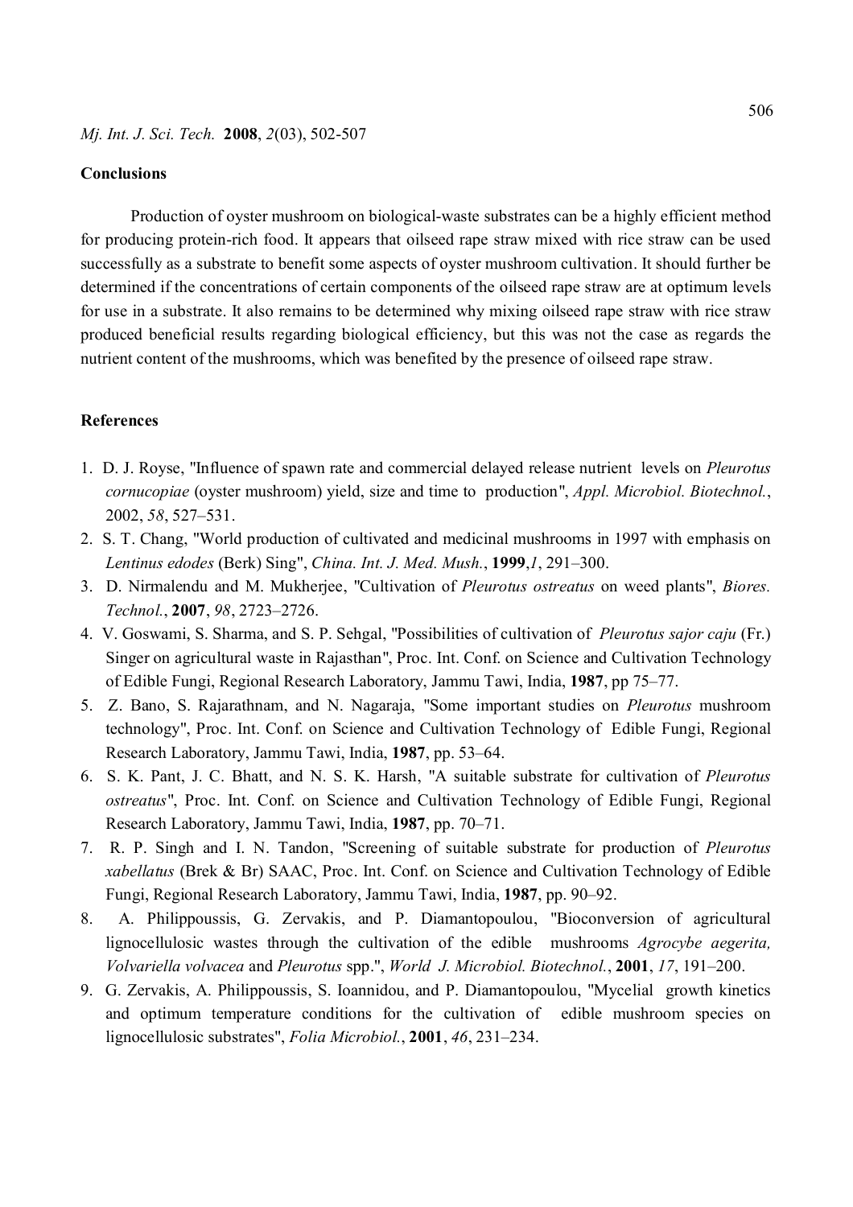## Conclusions

Production of oyster mushroom on biological-waste substrates can be a highly efficient method for producing protein-rich food. It appears that oilseed rape straw mixed with rice straw can be used successfully as a substrate to benefit some aspects of oyster mushroom cultivation. It should further be determined if the concentrations of certain components of the oilseed rape straw are at optimum levels for use in a substrate. It also remains to be determined why mixing oilseed rape straw with rice straw produced beneficial results regarding biological efficiency, but this was not the case as regards the nutrient content of the mushrooms, which was benefited by the presence of oilseed rape straw.

## References

1. D. J. Royse, "Influence of spawn rate and commercial delayed release nutrient levels on *Pleurotus cornucopiae* (oyster mushroom) yield, size and time to production", *Appl. Microbiol. Biotechnol.*, 2002, *58*, 527–531.
2. S. T. Chang, "World production of cultivated and medicinal mushrooms in 1997 with emphasis on *Lentinus edodes* (Berk) Sing", *China. Int. J. Med. Mush.*, **1999**, *1*, 291–300.
3. D. Nirmalendu and M. Mukherjee, "Cultivation of *Pleurotus ostreatus* on weed plants", *Biores. Technol.*, **2007**, *98*, 2723–2726.
4. V. Goswami, S. Sharma, and S. P. Sehgal, "Possibilities of cultivation of *Pleurotus sajor caju* (Fr.) Singer on agricultural waste in Rajasthan", Proc. Int. Conf. on Science and Cultivation Technology of Edible Fungi, Regional Research Laboratory, Jammu Tawi, India, **1987**, pp 75–77.
5. Z. Bano, S. Rajarathnam, and N. Nagaraja, "Some important studies on *Pleurotus* mushroom technology", Proc. Int. Conf. on Science and Cultivation Technology of Edible Fungi, Regional Research Laboratory, Jammu Tawi, India, **1987**, pp. 53–64.
6. S. K. Pant, J. C. Bhatt, and N. S. K. Harsh, "A suitable substrate for cultivation of *Pleurotus ostreatus*", Proc. Int. Conf. on Science and Cultivation Technology of Edible Fungi, Regional Research Laboratory, Jammu Tawi, India, **1987**, pp. 70–71.
7. R. P. Singh and I. N. Tandon, "Screening of suitable substrate for production of *Pleurotus xabellatus* (Brek & Br) SAAC, Proc. Int. Conf. on Science and Cultivation Technology of Edible Fungi, Regional Research Laboratory, Jammu Tawi, India, **1987**, pp. 90–92.
8. A. Philippoussis, G. Zervakis, and P. Diamantopoulou, "Bioconversion of agricultural lignocellulosic wastes through the cultivation of the edible mushrooms *Agrocybe aegerita, Volvariella volvacea* and *Pleurotus* spp.", *World J. Microbiol. Biotechnol.*, **2001**, *17*, 191–200.
9. G. Zervakis, A. Philippoussis, S. Ioannidou, and P. Diamantopoulou, "Mycelial growth kinetics and optimum temperature conditions for the cultivation of edible mushroom species on lignocellulosic substrates", *Folia Microbiol.*, **2001**, *46*, 231–234.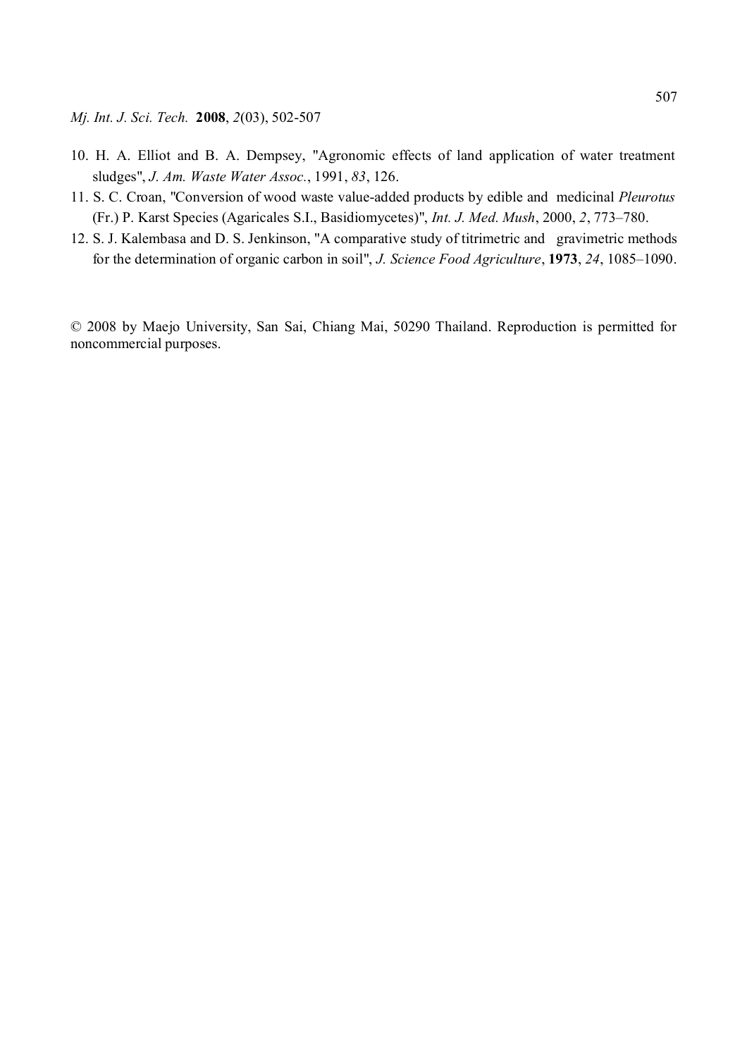10. H. A. Elliot and B. A. Dempsey, "Agronomic effects of land application of water treatment sludges", *J. Am. Waste Water Assoc.*, 1991, *83*, 126.
11. S. C. Croan, "Conversion of wood waste value-added products by edible and medicinal *Pleurotus* (Fr.) P. Karst Species (Agaricales S.I., Basidiomycetes)", *Int. J. Med. Mush*, 2000, *2*, 773–780.
12. S. J. Kalembasa and D. S. Jenkinson, "A comparative study of titrimetric and gravimetric methods for the determination of organic carbon in soil", *J. Science Food Agriculture*, **1973**, *24*, 1085–1090.

© 2008 by Maejo University, San Sai, Chiang Mai, 50290 Thailand. Reproduction is permitted for noncommercial purposes.